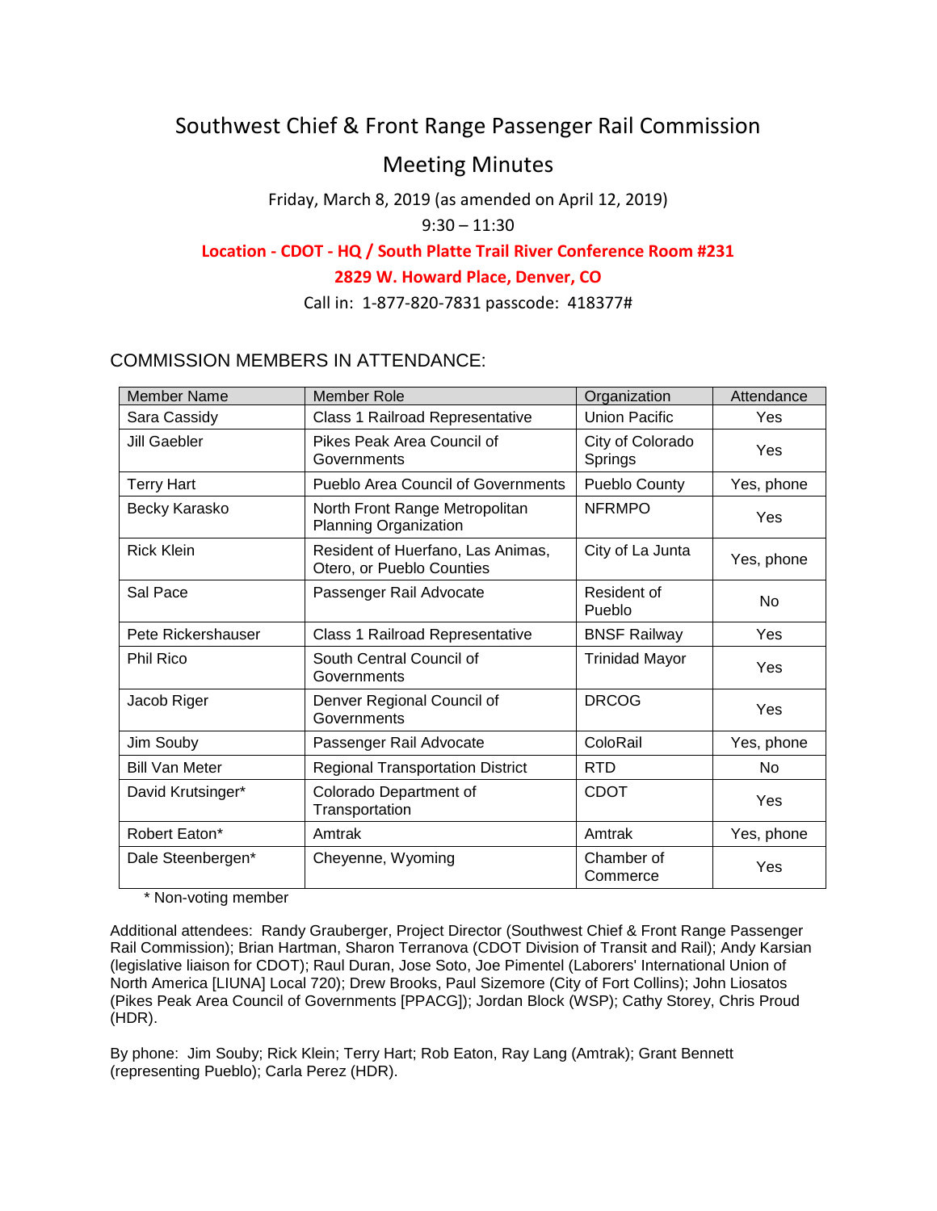# Southwest Chief & Front Range Passenger Rail Commission

## Meeting Minutes

Friday, March 8, 2019 (as amended on April 12, 2019)

9:30 – 11:30

**Location - CDOT - HQ / South Platte Trail River Conference Room #231**

**2829 W. Howard Place, Denver, CO**

Call in: 1-877-820-7831 passcode: 418377#

### COMMISSION MEMBERS IN ATTENDANCE:

| Member Name | Member Role | Organization | Attendance |
|---|---|---|---|
| Sara Cassidy | Class 1 Railroad Representative | Union Pacific | Yes |
| Jill Gaebler | Pikes Peak Area Council of Governments | City of Colorado Springs | Yes |
| Terry Hart | Pueblo Area Council of Governments | Pueblo County | Yes, phone |
| Becky Karasko | North Front Range Metropolitan Planning Organization | NFRMPO | Yes |
| Rick Klein | Resident of Huerfano, Las Animas, Otero, or Pueblo Counties | City of La Junta | Yes, phone |
| Sal Pace | Passenger Rail Advocate | Resident of Pueblo | No |
| Pete Rickershauser | Class 1 Railroad Representative | BNSF Railway | Yes |
| Phil Rico | South Central Council of Governments | Trinidad Mayor | Yes |
| Jacob Riger | Denver Regional Council of Governments | DRCOG | Yes |
| Jim Souby | Passenger Rail Advocate | ColoRail | Yes, phone |
| Bill Van Meter | Regional Transportation District | RTD | No |
| David Krutsinger* | Colorado Department of Transportation | CDOT | Yes |
| Robert Eaton* | Amtrak | Amtrak | Yes, phone |
| Dale Steenbergen* | Cheyenne, Wyoming | Chamber of Commerce | Yes |

\* Non-voting member

Additional attendees: Randy Grauberger, Project Director (Southwest Chief & Front Range Passenger Rail Commission); Brian Hartman, Sharon Terranova (CDOT Division of Transit and Rail); Andy Karsian (legislative liaison for CDOT); Raul Duran, Jose Soto, Joe Pimentel (Laborers' International Union of North America [LIUNA] Local 720); Drew Brooks, Paul Sizemore (City of Fort Collins); John Liosatos (Pikes Peak Area Council of Governments [PPACG]); Jordan Block (WSP); Cathy Storey, Chris Proud (HDR).

By phone: Jim Souby; Rick Klein; Terry Hart; Rob Eaton, Ray Lang (Amtrak); Grant Bennett (representing Pueblo); Carla Perez (HDR).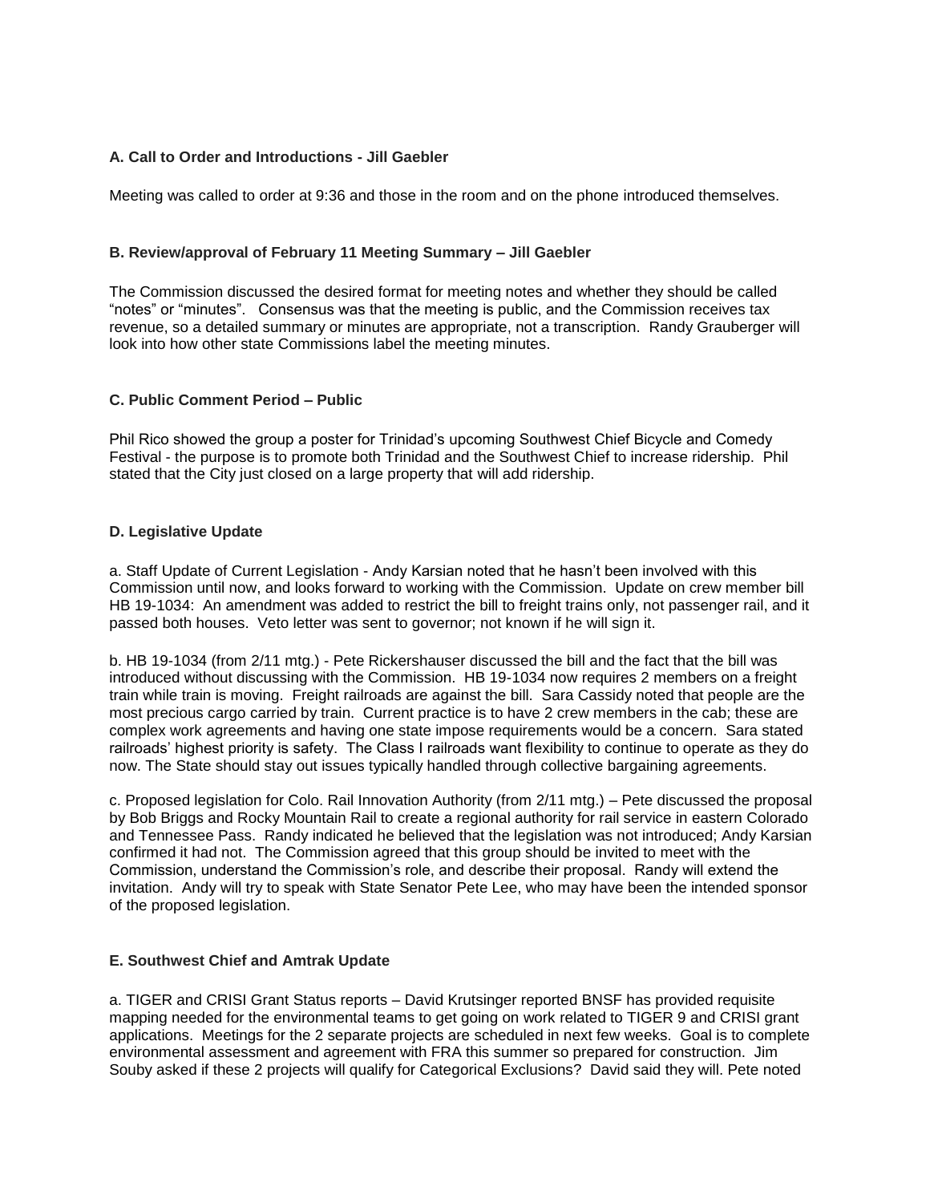**A. Call to Order and Introductions - Jill Gaebler**

Meeting was called to order at 9:36 and those in the room and on the phone introduced themselves.

**B. Review/approval of February 11 Meeting Summary – Jill Gaebler**

The Commission discussed the desired format for meeting notes and whether they should be called "notes" or "minutes". Consensus was that the meeting is public, and the Commission receives tax revenue, so a detailed summary or minutes are appropriate, not a transcription. Randy Grauberger will look into how other state Commissions label the meeting minutes.

**C. Public Comment Period – Public**

Phil Rico showed the group a poster for Trinidad's upcoming Southwest Chief Bicycle and Comedy Festival - the purpose is to promote both Trinidad and the Southwest Chief to increase ridership. Phil stated that the City just closed on a large property that will add ridership.

**D. Legislative Update**

a. Staff Update of Current Legislation - Andy Karsian noted that he hasn't been involved with this Commission until now, and looks forward to working with the Commission. Update on crew member bill HB 19-1034: An amendment was added to restrict the bill to freight trains only, not passenger rail, and it passed both houses. Veto letter was sent to governor; not known if he will sign it.

b. HB 19-1034 (from 2/11 mtg.) - Pete Rickershauser discussed the bill and the fact that the bill was introduced without discussing with the Commission. HB 19-1034 now requires 2 members on a freight train while train is moving. Freight railroads are against the bill. Sara Cassidy noted that people are the most precious cargo carried by train. Current practice is to have 2 crew members in the cab; these are complex work agreements and having one state impose requirements would be a concern. Sara stated railroads' highest priority is safety. The Class I railroads want flexibility to continue to operate as they do now. The State should stay out issues typically handled through collective bargaining agreements.

c. Proposed legislation for Colo. Rail Innovation Authority (from 2/11 mtg.) – Pete discussed the proposal by Bob Briggs and Rocky Mountain Rail to create a regional authority for rail service in eastern Colorado and Tennessee Pass. Randy indicated he believed that the legislation was not introduced; Andy Karsian confirmed it had not. The Commission agreed that this group should be invited to meet with the Commission, understand the Commission's role, and describe their proposal. Randy will extend the invitation. Andy will try to speak with State Senator Pete Lee, who may have been the intended sponsor of the proposed legislation.

**E. Southwest Chief and Amtrak Update**

a. TIGER and CRISI Grant Status reports – David Krutsinger reported BNSF has provided requisite mapping needed for the environmental teams to get going on work related to TIGER 9 and CRISI grant applications. Meetings for the 2 separate projects are scheduled in next few weeks. Goal is to complete environmental assessment and agreement with FRA this summer so prepared for construction. Jim Souby asked if these 2 projects will qualify for Categorical Exclusions? David said they will. Pete noted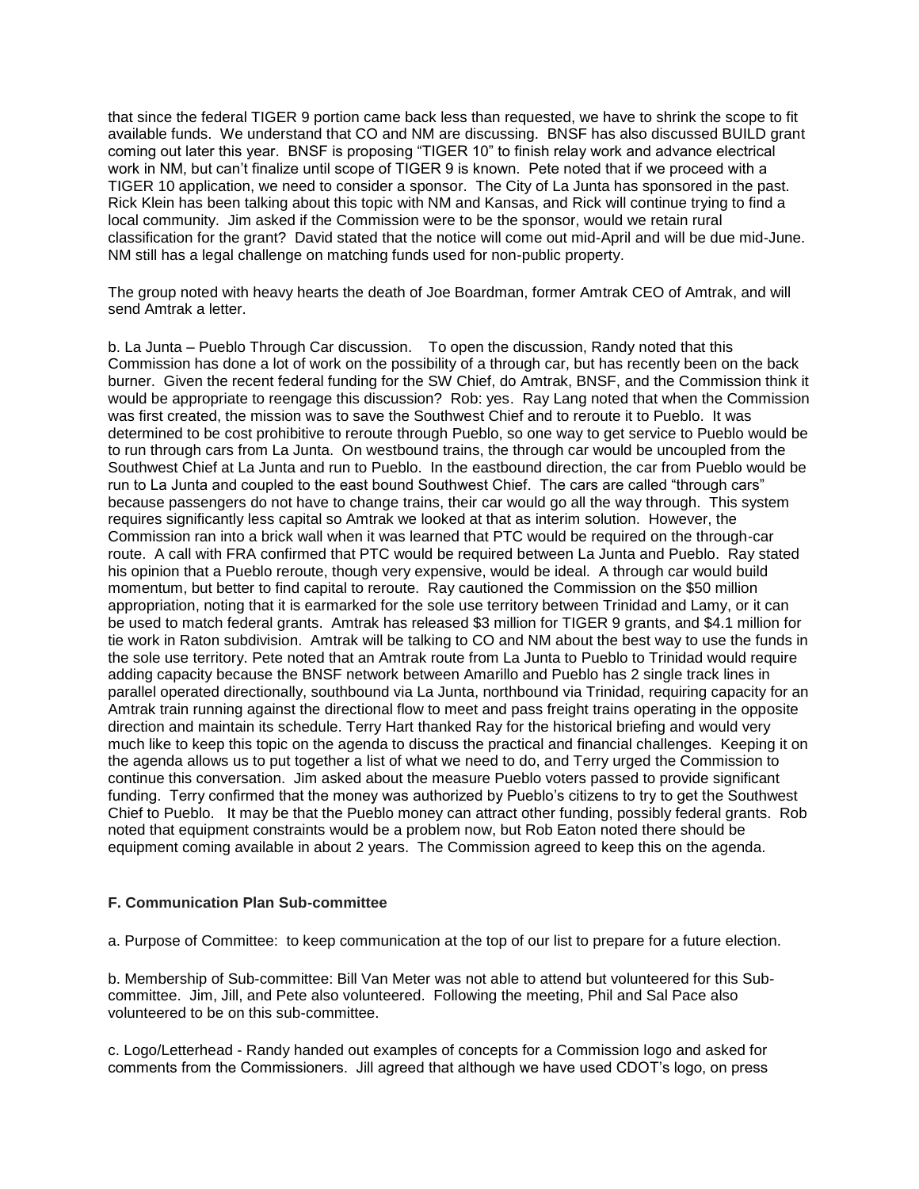that since the federal TIGER 9 portion came back less than requested, we have to shrink the scope to fit available funds. We understand that CO and NM are discussing. BNSF has also discussed BUILD grant coming out later this year. BNSF is proposing "TIGER 10" to finish relay work and advance electrical work in NM, but can't finalize until scope of TIGER 9 is known. Pete noted that if we proceed with a TIGER 10 application, we need to consider a sponsor. The City of La Junta has sponsored in the past. Rick Klein has been talking about this topic with NM and Kansas, and Rick will continue trying to find a local community. Jim asked if the Commission were to be the sponsor, would we retain rural classification for the grant? David stated that the notice will come out mid-April and will be due mid-June. NM still has a legal challenge on matching funds used for non-public property.

The group noted with heavy hearts the death of Joe Boardman, former Amtrak CEO of Amtrak, and will send Amtrak a letter.

b. La Junta – Pueblo Through Car discussion. To open the discussion, Randy noted that this Commission has done a lot of work on the possibility of a through car, but has recently been on the back burner. Given the recent federal funding for the SW Chief, do Amtrak, BNSF, and the Commission think it would be appropriate to reengage this discussion? Rob: yes. Ray Lang noted that when the Commission was first created, the mission was to save the Southwest Chief and to reroute it to Pueblo. It was determined to be cost prohibitive to reroute through Pueblo, so one way to get service to Pueblo would be to run through cars from La Junta. On westbound trains, the through car would be uncoupled from the Southwest Chief at La Junta and run to Pueblo. In the eastbound direction, the car from Pueblo would be run to La Junta and coupled to the east bound Southwest Chief. The cars are called "through cars" because passengers do not have to change trains, their car would go all the way through. This system requires significantly less capital so Amtrak we looked at that as interim solution. However, the Commission ran into a brick wall when it was learned that PTC would be required on the through-car route. A call with FRA confirmed that PTC would be required between La Junta and Pueblo. Ray stated his opinion that a Pueblo reroute, though very expensive, would be ideal. A through car would build momentum, but better to find capital to reroute. Ray cautioned the Commission on the $50 million appropriation, noting that it is earmarked for the sole use territory between Trinidad and Lamy, or it can be used to match federal grants. Amtrak has released $3 million for TIGER 9 grants, and $4.1 million for tie work in Raton subdivision. Amtrak will be talking to CO and NM about the best way to use the funds in the sole use territory. Pete noted that an Amtrak route from La Junta to Pueblo to Trinidad would require adding capacity because the BNSF network between Amarillo and Pueblo has 2 single track lines in parallel operated directionally, southbound via La Junta, northbound via Trinidad, requiring capacity for an Amtrak train running against the directional flow to meet and pass freight trains operating in the opposite direction and maintain its schedule. Terry Hart thanked Ray for the historical briefing and would very much like to keep this topic on the agenda to discuss the practical and financial challenges. Keeping it on the agenda allows us to put together a list of what we need to do, and Terry urged the Commission to continue this conversation. Jim asked about the measure Pueblo voters passed to provide significant funding. Terry confirmed that the money was authorized by Pueblo's citizens to try to get the Southwest Chief to Pueblo. It may be that the Pueblo money can attract other funding, possibly federal grants. Rob noted that equipment constraints would be a problem now, but Rob Eaton noted there should be equipment coming available in about 2 years. The Commission agreed to keep this on the agenda.

**F. Communication Plan Sub-committee**

a. Purpose of Committee: to keep communication at the top of our list to prepare for a future election.

b. Membership of Sub-committee: Bill Van Meter was not able to attend but volunteered for this Sub-committee. Jim, Jill, and Pete also volunteered. Following the meeting, Phil and Sal Pace also volunteered to be on this sub-committee.

c. Logo/Letterhead - Randy handed out examples of concepts for a Commission logo and asked for comments from the Commissioners. Jill agreed that although we have used CDOT's logo, on press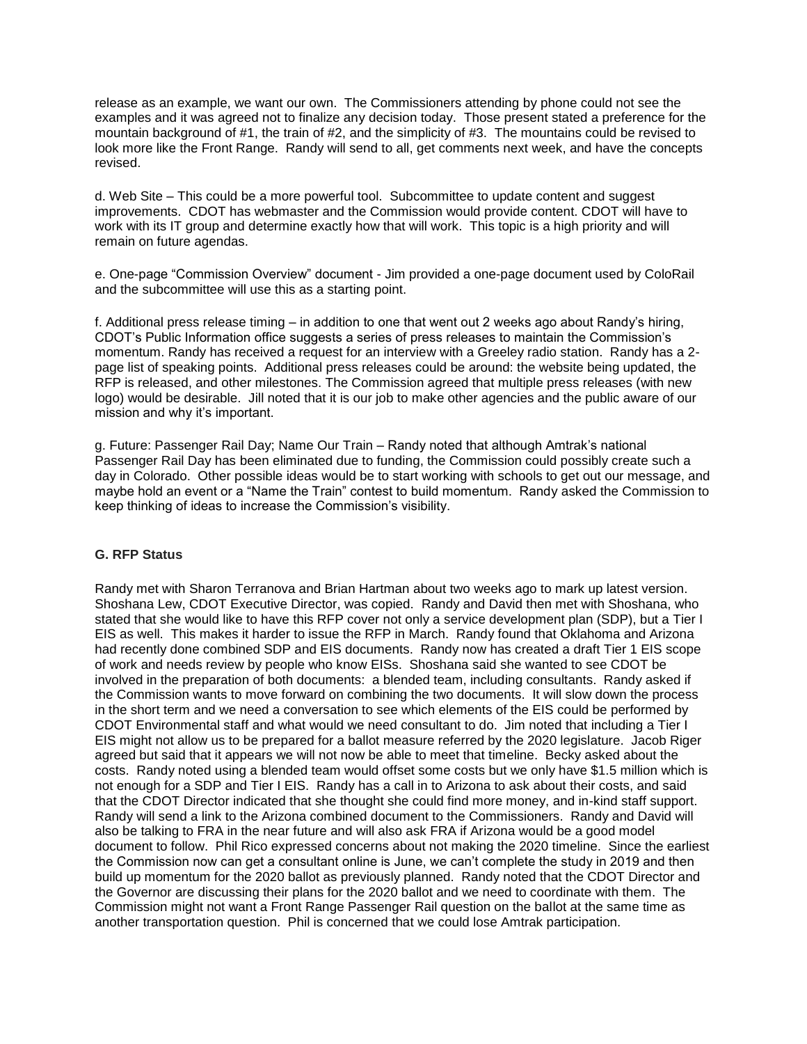release as an example, we want our own. The Commissioners attending by phone could not see the examples and it was agreed not to finalize any decision today. Those present stated a preference for the mountain background of #1, the train of #2, and the simplicity of #3. The mountains could be revised to look more like the Front Range. Randy will send to all, get comments next week, and have the concepts revised.

d. Web Site – This could be a more powerful tool. Subcommittee to update content and suggest improvements. CDOT has webmaster and the Commission would provide content. CDOT will have to work with its IT group and determine exactly how that will work. This topic is a high priority and will remain on future agendas.

e. One-page "Commission Overview" document - Jim provided a one-page document used by ColoRail and the subcommittee will use this as a starting point.

f. Additional press release timing – in addition to one that went out 2 weeks ago about Randy's hiring, CDOT's Public Information office suggests a series of press releases to maintain the Commission's momentum. Randy has received a request for an interview with a Greeley radio station. Randy has a 2-page list of speaking points. Additional press releases could be around: the website being updated, the RFP is released, and other milestones. The Commission agreed that multiple press releases (with new logo) would be desirable. Jill noted that it is our job to make other agencies and the public aware of our mission and why it's important.

g. Future: Passenger Rail Day; Name Our Train – Randy noted that although Amtrak's national Passenger Rail Day has been eliminated due to funding, the Commission could possibly create such a day in Colorado. Other possible ideas would be to start working with schools to get out our message, and maybe hold an event or a "Name the Train" contest to build momentum. Randy asked the Commission to keep thinking of ideas to increase the Commission's visibility.

### G. RFP Status

Randy met with Sharon Terranova and Brian Hartman about two weeks ago to mark up latest version. Shoshana Lew, CDOT Executive Director, was copied. Randy and David then met with Shoshana, who stated that she would like to have this RFP cover not only a service development plan (SDP), but a Tier I EIS as well. This makes it harder to issue the RFP in March. Randy found that Oklahoma and Arizona had recently done combined SDP and EIS documents. Randy now has created a draft Tier 1 EIS scope of work and needs review by people who know EISs. Shoshana said she wanted to see CDOT be involved in the preparation of both documents: a blended team, including consultants. Randy asked if the Commission wants to move forward on combining the two documents. It will slow down the process in the short term and we need a conversation to see which elements of the EIS could be performed by CDOT Environmental staff and what would we need consultant to do. Jim noted that including a Tier I EIS might not allow us to be prepared for a ballot measure referred by the 2020 legislature. Jacob Riger agreed but said that it appears we will not now be able to meet that timeline. Becky asked about the costs. Randy noted using a blended team would offset some costs but we only have $1.5 million which is not enough for a SDP and Tier I EIS. Randy has a call in to Arizona to ask about their costs, and said that the CDOT Director indicated that she thought she could find more money, and in-kind staff support. Randy will send a link to the Arizona combined document to the Commissioners. Randy and David will also be talking to FRA in the near future and will also ask FRA if Arizona would be a good model document to follow. Phil Rico expressed concerns about not making the 2020 timeline. Since the earliest the Commission now can get a consultant online is June, we can't complete the study in 2019 and then build up momentum for the 2020 ballot as previously planned. Randy noted that the CDOT Director and the Governor are discussing their plans for the 2020 ballot and we need to coordinate with them. The Commission might not want a Front Range Passenger Rail question on the ballot at the same time as another transportation question. Phil is concerned that we could lose Amtrak participation.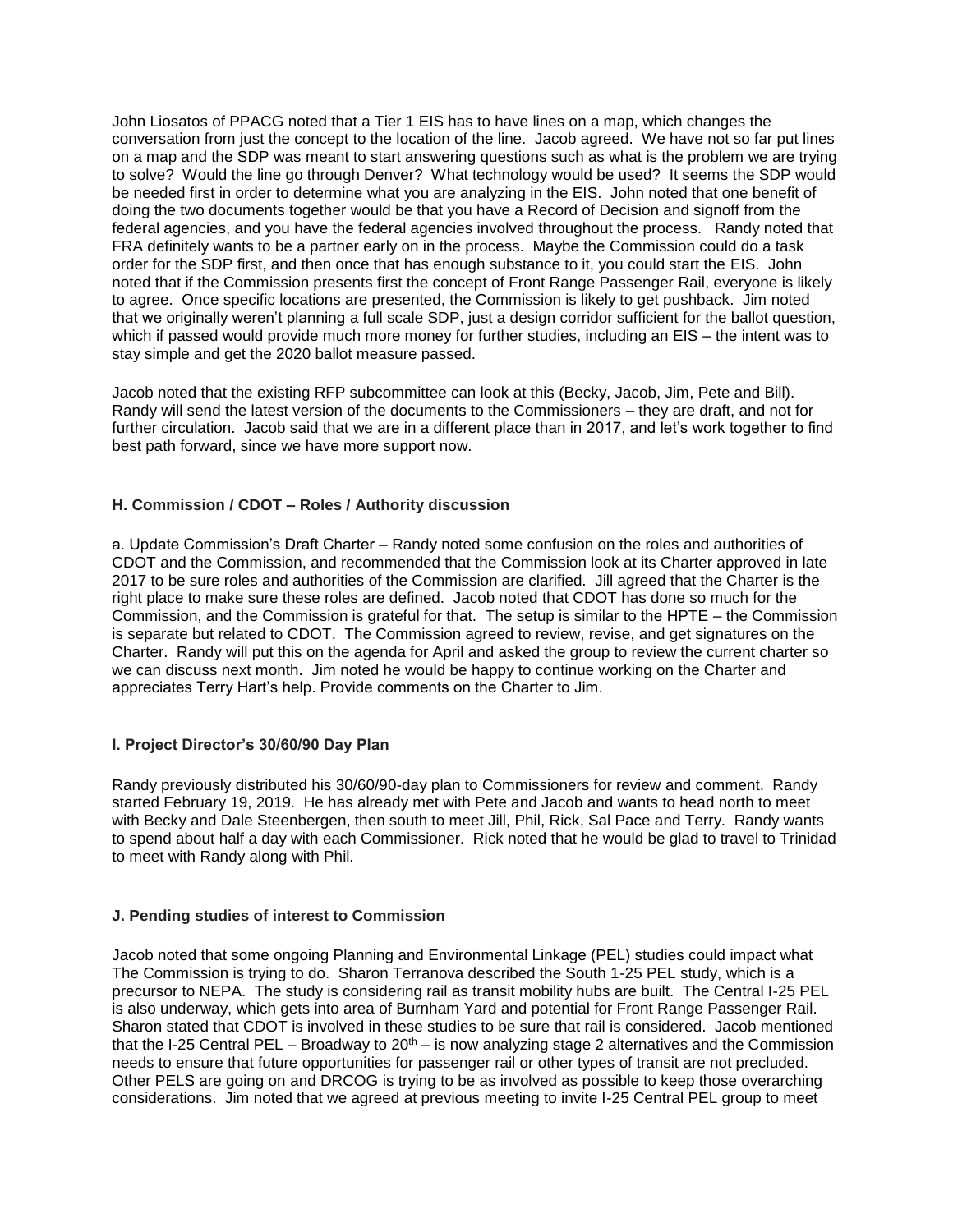John Liosatos of PPACG noted that a Tier 1 EIS has to have lines on a map, which changes the conversation from just the concept to the location of the line. Jacob agreed. We have not so far put lines on a map and the SDP was meant to start answering questions such as what is the problem we are trying to solve? Would the line go through Denver? What technology would be used? It seems the SDP would be needed first in order to determine what you are analyzing in the EIS. John noted that one benefit of doing the two documents together would be that you have a Record of Decision and signoff from the federal agencies, and you have the federal agencies involved throughout the process. Randy noted that FRA definitely wants to be a partner early on in the process. Maybe the Commission could do a task order for the SDP first, and then once that has enough substance to it, you could start the EIS. John noted that if the Commission presents first the concept of Front Range Passenger Rail, everyone is likely to agree. Once specific locations are presented, the Commission is likely to get pushback. Jim noted that we originally weren't planning a full scale SDP, just a design corridor sufficient for the ballot question, which if passed would provide much more money for further studies, including an EIS – the intent was to stay simple and get the 2020 ballot measure passed.

Jacob noted that the existing RFP subcommittee can look at this (Becky, Jacob, Jim, Pete and Bill). Randy will send the latest version of the documents to the Commissioners – they are draft, and not for further circulation. Jacob said that we are in a different place than in 2017, and let's work together to find best path forward, since we have more support now.

### H. Commission / CDOT – Roles / Authority discussion

a. Update Commission's Draft Charter – Randy noted some confusion on the roles and authorities of CDOT and the Commission, and recommended that the Commission look at its Charter approved in late 2017 to be sure roles and authorities of the Commission are clarified. Jill agreed that the Charter is the right place to make sure these roles are defined. Jacob noted that CDOT has done so much for the Commission, and the Commission is grateful for that. The setup is similar to the HPTE – the Commission is separate but related to CDOT. The Commission agreed to review, revise, and get signatures on the Charter. Randy will put this on the agenda for April and asked the group to review the current charter so we can discuss next month. Jim noted he would be happy to continue working on the Charter and appreciates Terry Hart's help. Provide comments on the Charter to Jim.

### I. Project Director's 30/60/90 Day Plan

Randy previously distributed his 30/60/90-day plan to Commissioners for review and comment. Randy started February 19, 2019. He has already met with Pete and Jacob and wants to head north to meet with Becky and Dale Steenbergen, then south to meet Jill, Phil, Rick, Sal Pace and Terry. Randy wants to spend about half a day with each Commissioner. Rick noted that he would be glad to travel to Trinidad to meet with Randy along with Phil.

### J. Pending studies of interest to Commission

Jacob noted that some ongoing Planning and Environmental Linkage (PEL) studies could impact what The Commission is trying to do. Sharon Terranova described the South 1-25 PEL study, which is a precursor to NEPA. The study is considering rail as transit mobility hubs are built. The Central I-25 PEL is also underway, which gets into area of Burnham Yard and potential for Front Range Passenger Rail. Sharon stated that CDOT is involved in these studies to be sure that rail is considered. Jacob mentioned that the I-25 Central PEL – Broadway to 20th – is now analyzing stage 2 alternatives and the Commission needs to ensure that future opportunities for passenger rail or other types of transit are not precluded. Other PELS are going on and DRCOG is trying to be as involved as possible to keep those overarching considerations. Jim noted that we agreed at previous meeting to invite I-25 Central PEL group to meet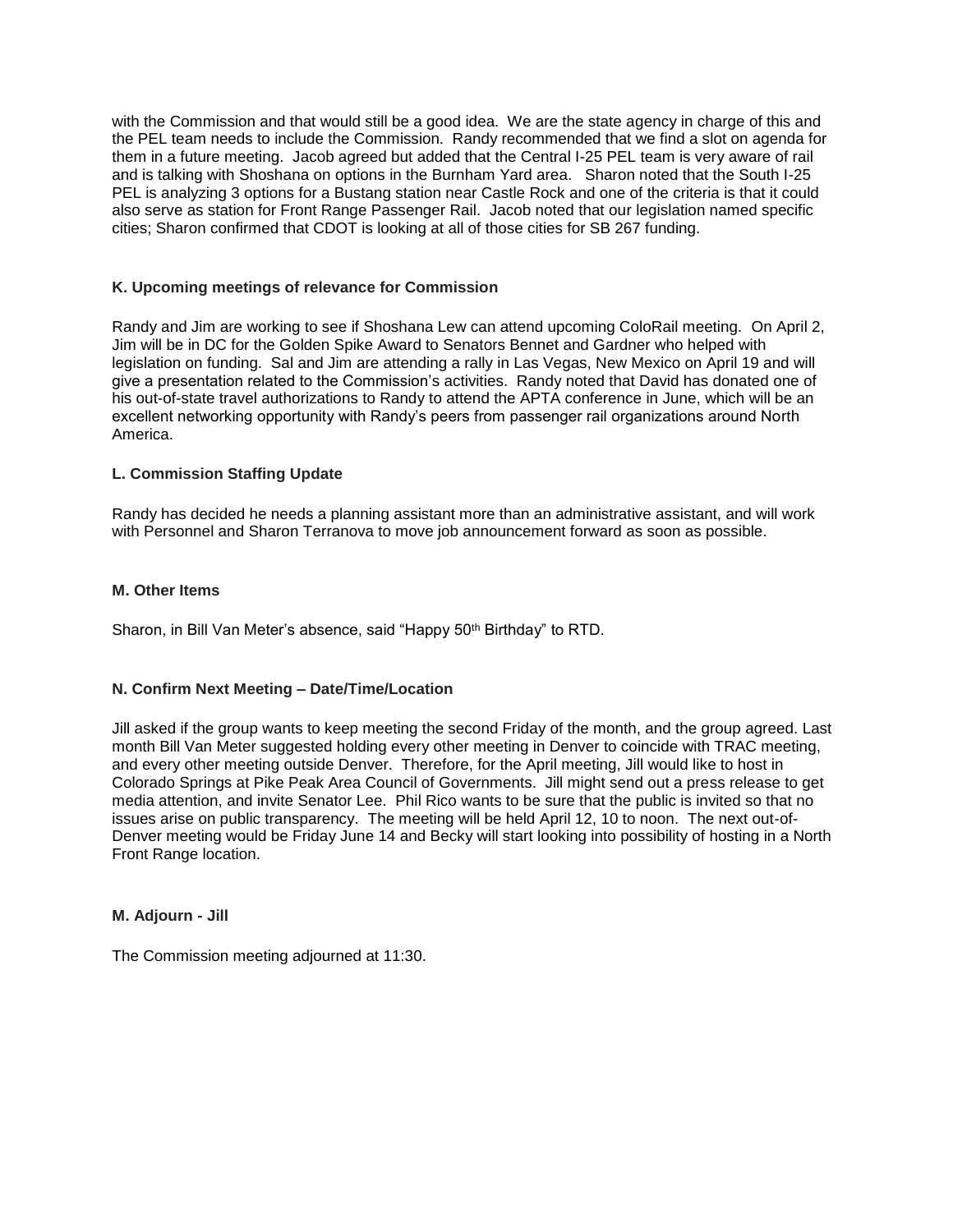with the Commission and that would still be a good idea. We are the state agency in charge of this and the PEL team needs to include the Commission. Randy recommended that we find a slot on agenda for them in a future meeting. Jacob agreed but added that the Central I-25 PEL team is very aware of rail and is talking with Shoshana on options in the Burnham Yard area. Sharon noted that the South I-25 PEL is analyzing 3 options for a Bustang station near Castle Rock and one of the criteria is that it could also serve as station for Front Range Passenger Rail. Jacob noted that our legislation named specific cities; Sharon confirmed that CDOT is looking at all of those cities for SB 267 funding.

**K. Upcoming meetings of relevance for Commission**

Randy and Jim are working to see if Shoshana Lew can attend upcoming ColoRail meeting. On April 2, Jim will be in DC for the Golden Spike Award to Senators Bennet and Gardner who helped with legislation on funding. Sal and Jim are attending a rally in Las Vegas, New Mexico on April 19 and will give a presentation related to the Commission's activities. Randy noted that David has donated one of his out-of-state travel authorizations to Randy to attend the APTA conference in June, which will be an excellent networking opportunity with Randy's peers from passenger rail organizations around North America.

**L. Commission Staffing Update**

Randy has decided he needs a planning assistant more than an administrative assistant, and will work with Personnel and Sharon Terranova to move job announcement forward as soon as possible.

**M. Other Items**

Sharon, in Bill Van Meter's absence, said "Happy 50th Birthday" to RTD.

**N. Confirm Next Meeting – Date/Time/Location**

Jill asked if the group wants to keep meeting the second Friday of the month, and the group agreed. Last month Bill Van Meter suggested holding every other meeting in Denver to coincide with TRAC meeting, and every other meeting outside Denver. Therefore, for the April meeting, Jill would like to host in Colorado Springs at Pike Peak Area Council of Governments. Jill might send out a press release to get media attention, and invite Senator Lee. Phil Rico wants to be sure that the public is invited so that no issues arise on public transparency. The meeting will be held April 12, 10 to noon. The next out-of-Denver meeting would be Friday June 14 and Becky will start looking into possibility of hosting in a North Front Range location.

**M. Adjourn - Jill**

The Commission meeting adjourned at 11:30.